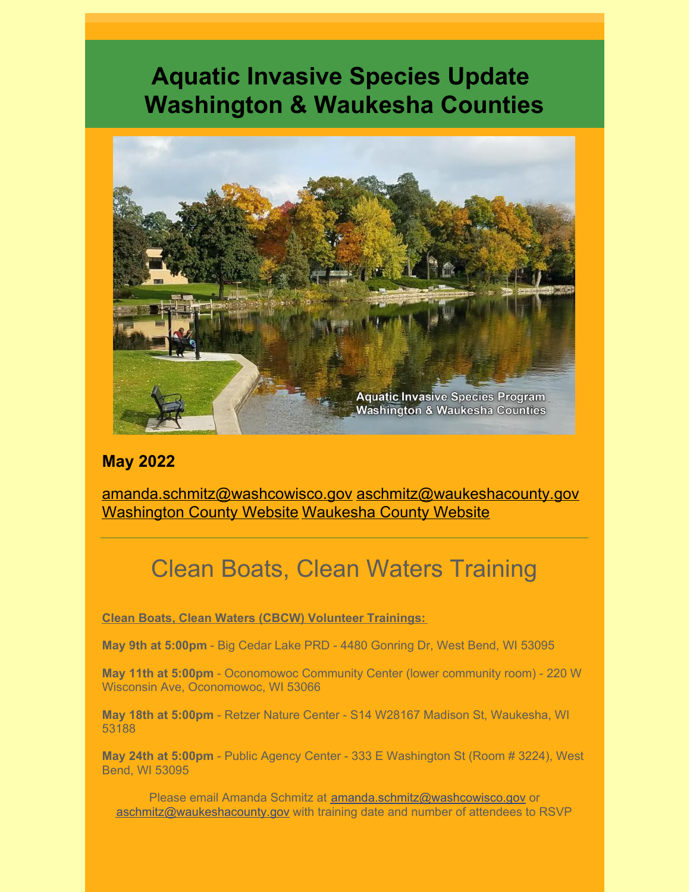# Aquatic Invasive Species Update Washington & Waukesha Counties

**May 2022**

amanda.schmitz@washcowisco.gov aschmitz@waukeshacounty.gov
Washington County Website Waukesha County Website

---

## Clean Boats, Clean Waters Training

**Clean Boats, Clean Waters (CBCW) Volunteer Trainings:**

**May 9th at 5:00pm** - Big Cedar Lake PRD - 4480 Gonring Dr, West Bend, WI 53095

**May 11th at 5:00pm** - Oconomowoc Community Center (lower community room) - 220 W Wisconsin Ave, Oconomowoc, WI 53066

**May 18th at 5:00pm** - Retzer Nature Center - S14 W28167 Madison St, Waukesha, WI 53188

**May 24th at 5:00pm** - Public Agency Center - 333 E Washington St (Room # 3224), West Bend, WI 53095

Please email Amanda Schmitz at amanda.schmitz@washcowisco.gov or aschmitz@waukeshacounty.gov with training date and number of attendees to RSVP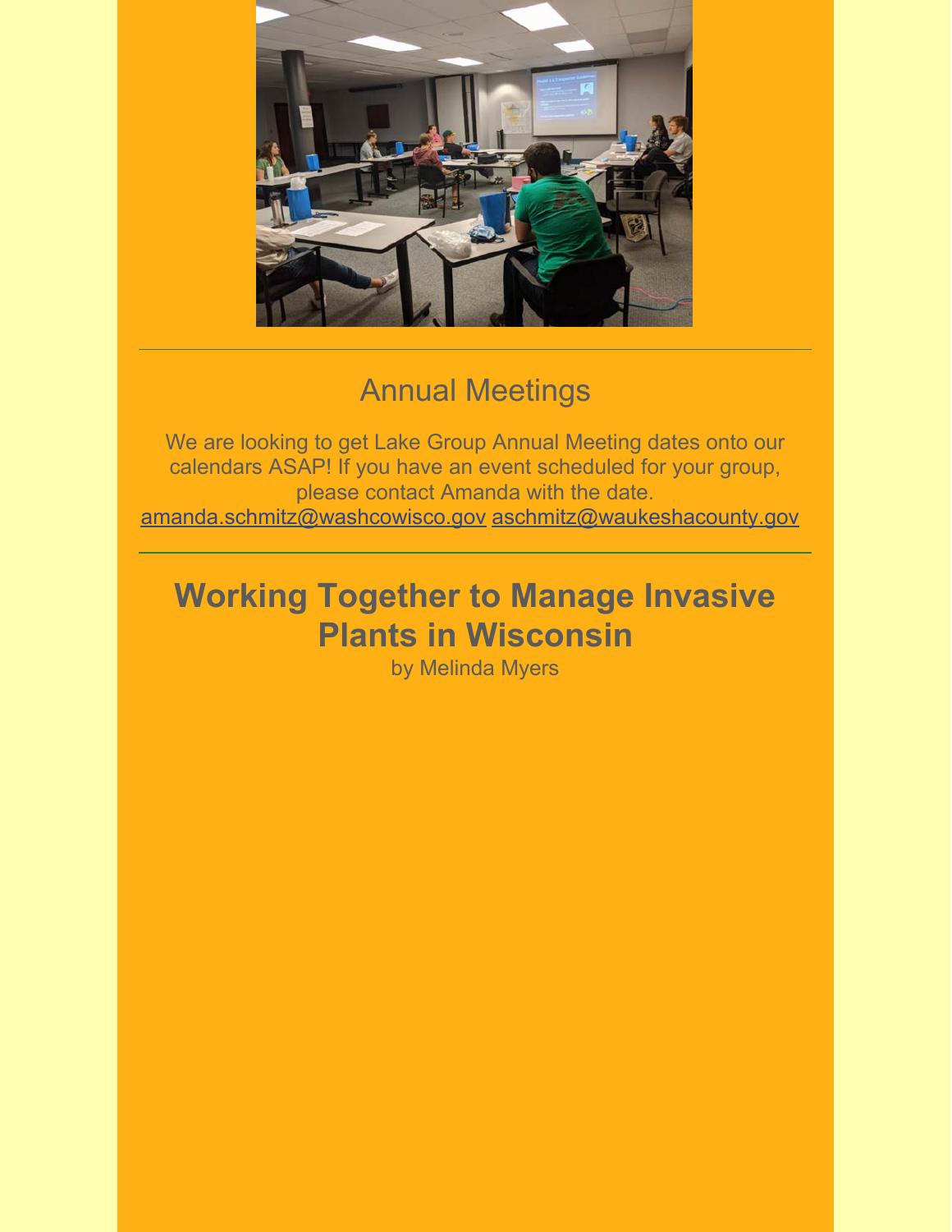---

## Annual Meetings

We are looking to get Lake Group Annual Meeting dates onto our calendars ASAP! If you have an event scheduled for your group, please contact Amanda with the date. amanda.schmitz@washcowisco.gov aschmitz@waukeshacounty.gov

---

# Working Together to Manage Invasive Plants in Wisconsin

by Melinda Myers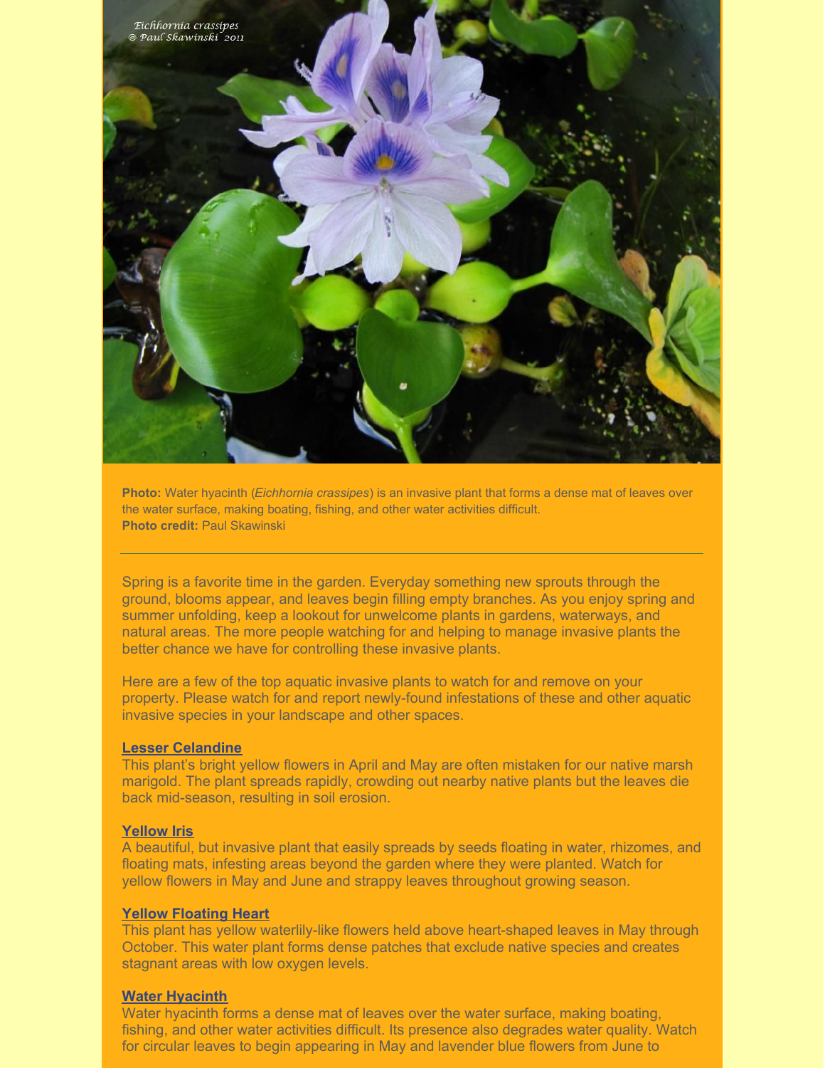**Photo:** Water hyacinth (*Eichhornia crassipes*) is an invasive plant that forms a dense mat of leaves over the water surface, making boating, fishing, and other water activities difficult.
**Photo credit:** Paul Skawinski

---

Spring is a favorite time in the garden. Everyday something new sprouts through the ground, blooms appear, and leaves begin filling empty branches. As you enjoy spring and summer unfolding, keep a lookout for unwelcome plants in gardens, waterways, and natural areas. The more people watching for and helping to manage invasive plants the better chance we have for controlling these invasive plants.

Here are a few of the top aquatic invasive plants to watch for and remove on your property. Please watch for and report newly-found infestations of these and other aquatic invasive species in your landscape and other spaces.

**Lesser Celandine**
This plant's bright yellow flowers in April and May are often mistaken for our native marsh marigold. The plant spreads rapidly, crowding out nearby native plants but the leaves die back mid-season, resulting in soil erosion.

**Yellow Iris**
A beautiful, but invasive plant that easily spreads by seeds floating in water, rhizomes, and floating mats, infesting areas beyond the garden where they were planted. Watch for yellow flowers in May and June and strappy leaves throughout growing season.

**Yellow Floating Heart**
This plant has yellow waterlily-like flowers held above heart-shaped leaves in May through October. This water plant forms dense patches that exclude native species and creates stagnant areas with low oxygen levels.

**Water Hyacinth**
Water hyacinth forms a dense mat of leaves over the water surface, making boating, fishing, and other water activities difficult. Its presence also degrades water quality. Watch for circular leaves to begin appearing in May and lavender blue flowers from June to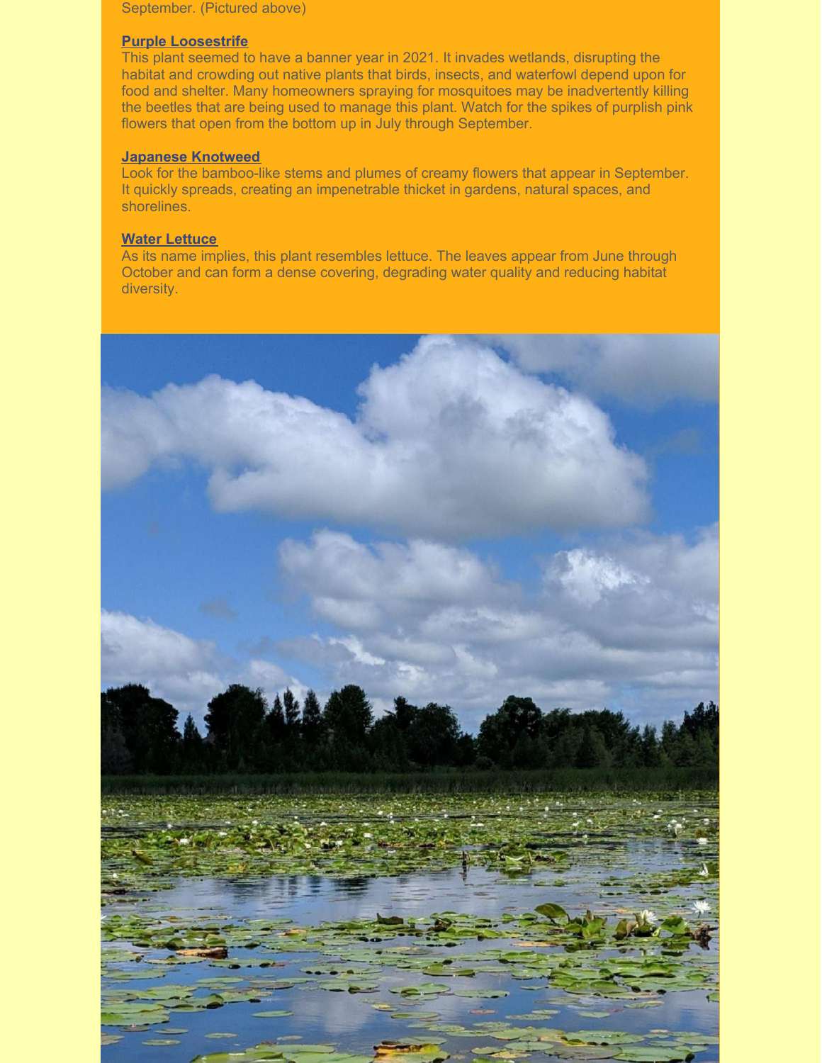September. (Pictured above)

**Purple Loosestrife**

This plant seemed to have a banner year in 2021. It invades wetlands, disrupting the habitat and crowding out native plants that birds, insects, and waterfowl depend upon for food and shelter. Many homeowners spraying for mosquitoes may be inadvertently killing the beetles that are being used to manage this plant. Watch for the spikes of purplish pink flowers that open from the bottom up in July through September.

**Japanese Knotweed**

Look for the bamboo-like stems and plumes of creamy flowers that appear in September. It quickly spreads, creating an impenetrable thicket in gardens, natural spaces, and shorelines.

**Water Lettuce**

As its name implies, this plant resembles lettuce. The leaves appear from June through October and can form a dense covering, degrading water quality and reducing habitat diversity.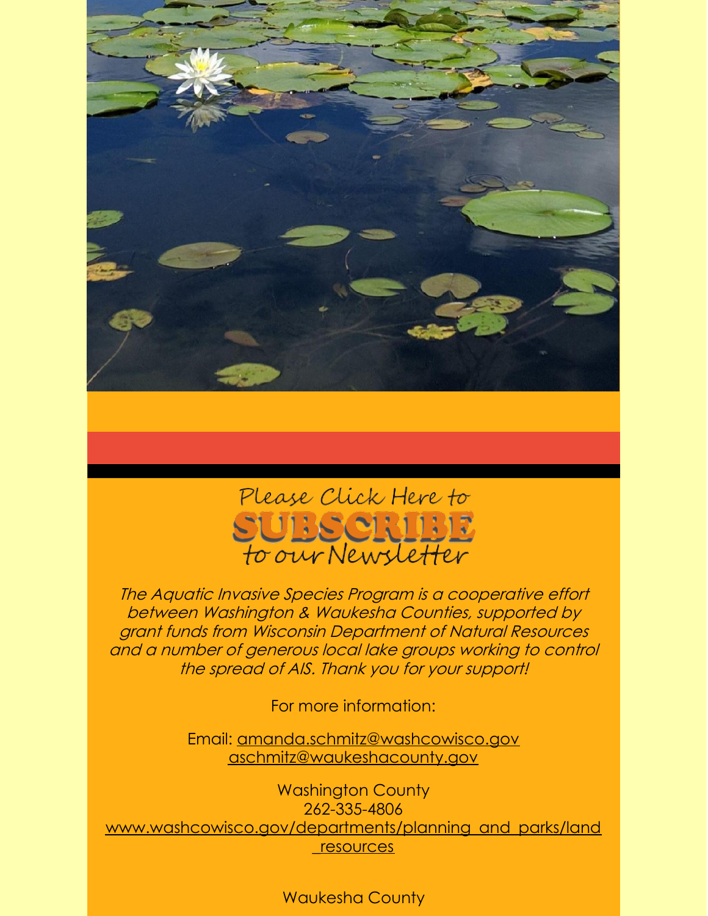Please Click Here to

**SUBSCRIBE**

to our Newsletter

*The Aquatic Invasive Species Program is a cooperative effort between Washington & Waukesha Counties, supported by grant funds from Wisconsin Department of Natural Resources and a number of generous local lake groups working to control the spread of AIS. Thank you for your support!*

For more information:

Email: amanda.schmitz@washcowisco.gov
aschmitz@waukeshacounty.gov

Washington County
262-335-4806
www.washcowisco.gov/departments/planning_and_parks/land_resources

Waukesha County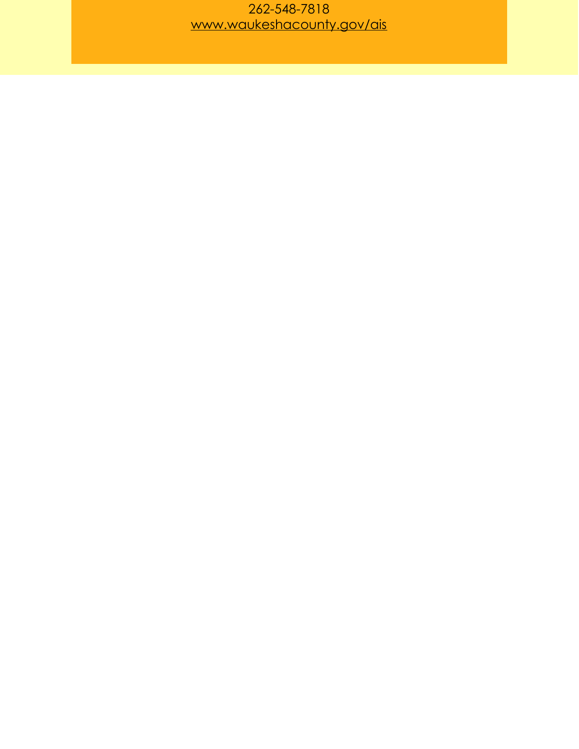262-548-7818

www.waukeshacounty.gov/ais